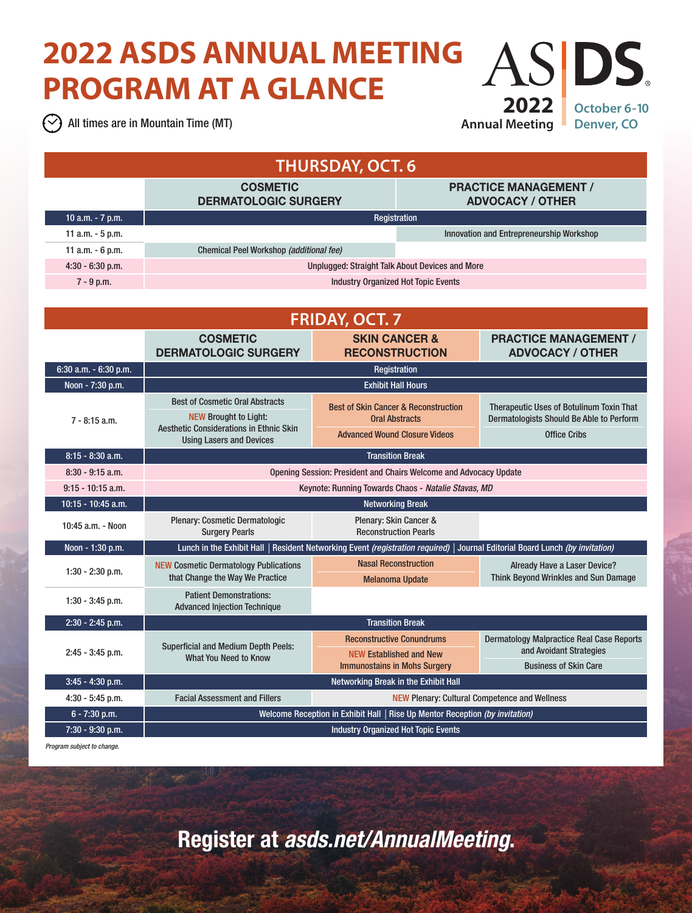# 2022 ASDS ANNUAL MEETING PROGRAM AT A GLANCE

All times are in Mountain Time (MT)

ASDS 2022 Annual Meeting | October 6-10 Denver, CO

## THURSDAY, OCT. 6

| | COSMETIC DERMATOLOGIC SURGERY | PRACTICE MANAGEMENT / ADVOCACY / OTHER |
|---|---|---|
| 10 a.m. - 7 p.m. | Registration | |
| 11 a.m. - 5 p.m. | | Innovation and Entrepreneurship Workshop |
| 11 a.m. - 6 p.m. | Chemical Peel Workshop *(additional fee)* | |
| 4:30 - 6:30 p.m. | Unplugged: Straight Talk About Devices and More | |
| 7 - 9 p.m. | Industry Organized Hot Topic Events | |

## FRIDAY, OCT. 7

| | COSMETIC DERMATOLOGIC SURGERY | SKIN CANCER & RECONSTRUCTION | PRACTICE MANAGEMENT / ADVOCACY / OTHER |
|---|---|---|---|
| 6:30 a.m. - 6:30 p.m. | Registration | | |
| Noon - 7:30 p.m. | Exhibit Hall Hours | | |
| 7 - 8:15 a.m. | Best of Cosmetic Oral Abstracts; NEW Brought to Light: Aesthetic Considerations in Ethnic Skin Using Lasers and Devices | Best of Skin Cancer & Reconstruction Oral Abstracts; Advanced Wound Closure Videos | Therapeutic Uses of Botulinum Toxin That Dermatologists Should Be Able to Perform; Office Cribs |
| 8:15 - 8:30 a.m. | Transition Break | | |
| 8:30 - 9:15 a.m. | Opening Session: President and Chairs Welcome and Advocacy Update | | |
| 9:15 - 10:15 a.m. | Keynote: Running Towards Chaos - *Natalie Stavas, MD* | | |
| 10:15 - 10:45 a.m. | Networking Break | | |
| 10:45 a.m. - Noon | Plenary: Cosmetic Dermatologic Surgery Pearls | Plenary: Skin Cancer & Reconstruction Pearls | |
| Noon - 1:30 p.m. | Lunch in the Exhibit Hall \| Resident Networking Event *(registration required)* \| Journal Editorial Board Lunch *(by invitation)* | | |
| 1:30 - 2:30 p.m. | NEW Cosmetic Dermatology Publications that Change the Way We Practice | Nasal Reconstruction; Melanoma Update | Already Have a Laser Device? Think Beyond Wrinkles and Sun Damage |
| 1:30 - 3:45 p.m. | Patient Demonstrations: Advanced Injection Technique | | |
| 2:30 - 2:45 p.m. | Transition Break | | |
| 2:45 - 3:45 p.m. | Superficial and Medium Depth Peels: What You Need to Know | Reconstructive Conundrums; NEW Established and New Immunostains in Mohs Surgery | Dermatology Malpractice Real Case Reports and Avoidant Strategies; Business of Skin Care |
| 3:45 - 4:30 p.m. | Networking Break in the Exhibit Hall | | |
| 4:30 - 5:45 p.m. | Facial Assessment and Fillers | NEW Plenary: Cultural Competence and Wellness | |
| 6 - 7:30 p.m. | Welcome Reception in Exhibit Hall \| Rise Up Mentor Reception *(by invitation)* | | |
| 7:30 - 9:30 p.m. | Industry Organized Hot Topic Events | | |

*Program subject to change.*

**Register at *asds.net/AnnualMeeting*.**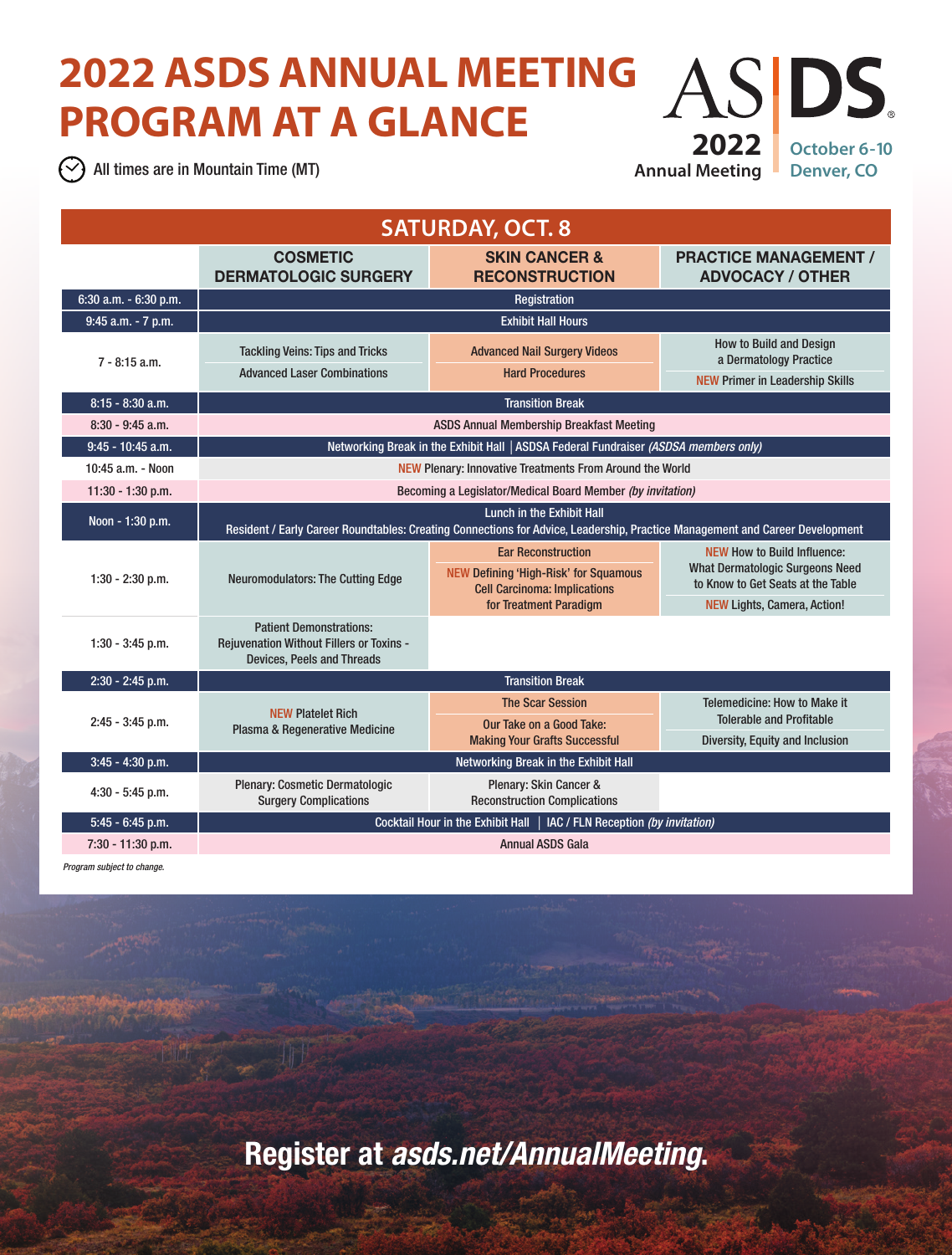# 2022 ASDS ANNUAL MEETING PROGRAM AT A GLANCE

All times are in Mountain Time (MT)

ASDS 2022 Annual Meeting | October 6-10 Denver, CO

## SATURDAY, OCT. 8

| | COSMETIC DERMATOLOGIC SURGERY | SKIN CANCER & RECONSTRUCTION | PRACTICE MANAGEMENT / ADVOCACY / OTHER |
|---|---|---|---|
| 6:30 a.m. - 6:30 p.m. | Registration | | |
| 9:45 a.m. - 7 p.m. | Exhibit Hall Hours | | |
| 7 - 8:15 a.m. | Tackling Veins: Tips and Tricks<br>Advanced Laser Combinations | Advanced Nail Surgery Videos<br>Hard Procedures | How to Build and Design a Dermatology Practice<br>NEW Primer in Leadership Skills |
| 8:15 - 8:30 a.m. | Transition Break | | |
| 8:30 - 9:45 a.m. | ASDS Annual Membership Breakfast Meeting | | |
| 9:45 - 10:45 a.m. | Networking Break in the Exhibit Hall \| ASDSA Federal Fundraiser *(ASDSA members only)* | | |
| 10:45 a.m. - Noon | NEW Plenary: Innovative Treatments From Around the World | | |
| 11:30 - 1:30 p.m. | Becoming a Legislator/Medical Board Member *(by invitation)* | | |
| Noon - 1:30 p.m. | Lunch in the Exhibit Hall<br>Resident / Early Career Roundtables: Creating Connections for Advice, Leadership, Practice Management and Career Development | | |
| 1:30 - 2:30 p.m. | Neuromodulators: The Cutting Edge | Ear Reconstruction<br>NEW Defining 'High-Risk' for Squamous Cell Carcinoma: Implications for Treatment Paradigm | NEW How to Build Influence: What Dermatologic Surgeons Need to Know to Get Seats at the Table<br>NEW Lights, Camera, Action! |
| 1:30 - 3:45 p.m. | Patient Demonstrations: Rejuvenation Without Fillers or Toxins - Devices, Peels and Threads | | |
| 2:30 - 2:45 p.m. | Transition Break | | |
| 2:45 - 3:45 p.m. | NEW Platelet Rich Plasma & Regenerative Medicine | The Scar Session<br>Our Take on a Good Take: Making Your Grafts Successful | Telemedicine: How to Make it Tolerable and Profitable<br>Diversity, Equity and Inclusion |
| 3:45 - 4:30 p.m. | Networking Break in the Exhibit Hall | | |
| 4:30 - 5:45 p.m. | Plenary: Cosmetic Dermatologic Surgery Complications | Plenary: Skin Cancer & Reconstruction Complications | |
| 5:45 - 6:45 p.m. | Cocktail Hour in the Exhibit Hall \| IAC / FLN Reception *(by invitation)* | | |
| 7:30 - 11:30 p.m. | Annual ASDS Gala | | |

*Program subject to change.*

**Register at *asds.net/AnnualMeeting*.**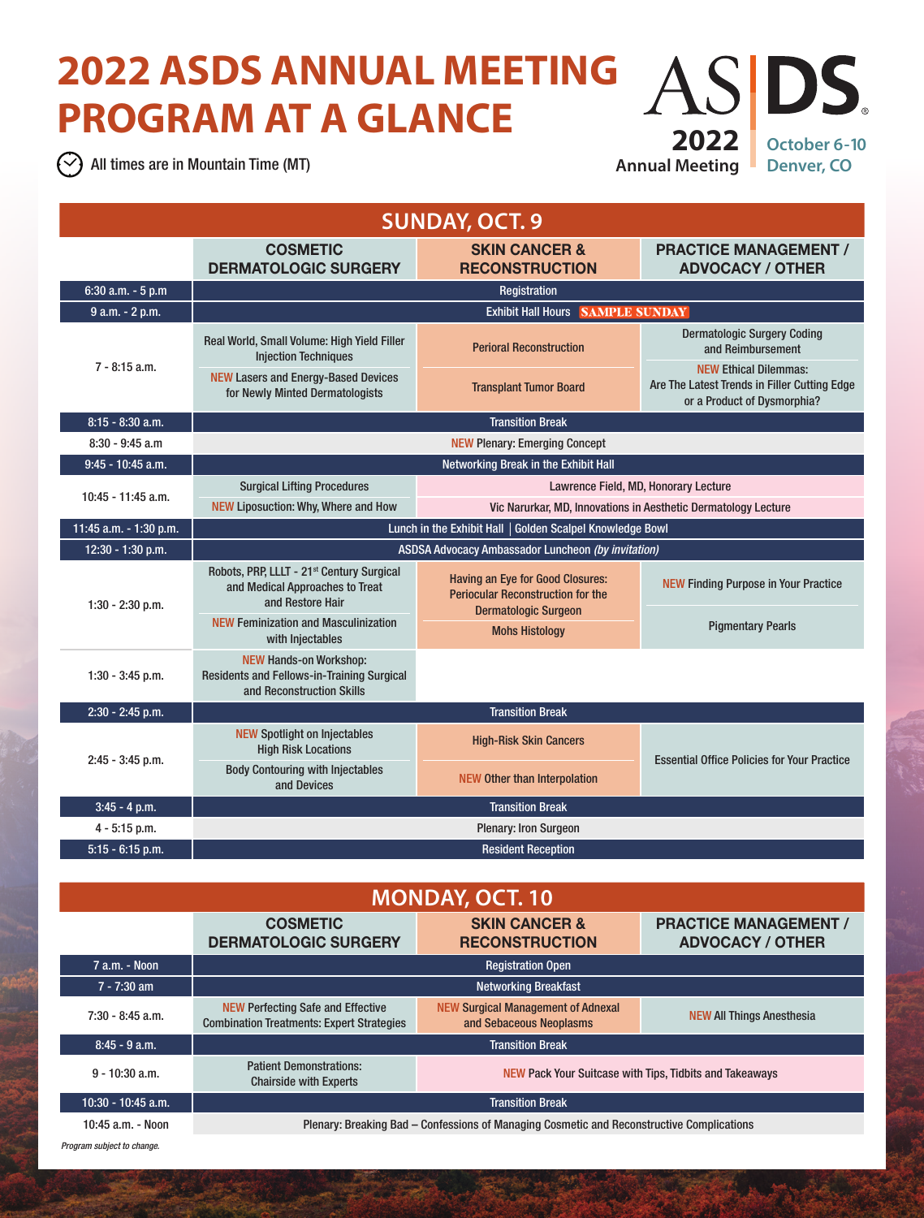# 2022 ASDS ANNUAL MEETING PROGRAM AT A GLANCE

All times are in Mountain Time (MT)

ASDS 2022 Annual Meeting — October 6-10, Denver, CO

## SUNDAY, OCT. 9

| | COSMETIC DERMATOLOGIC SURGERY | SKIN CANCER & RECONSTRUCTION | PRACTICE MANAGEMENT / ADVOCACY / OTHER |
|---|---|---|---|
| 6:30 a.m. - 5 p.m | Registration | | |
| 9 a.m. - 2 p.m. | Exhibit Hall Hours SAMPLE SUNDAY | | |
| 7 - 8:15 a.m. | Real World, Small Volume: High Yield Filler Injection Techniques | Perioral Reconstruction | Dermatologic Surgery Coding and Reimbursement |
| | NEW Lasers and Energy-Based Devices for Newly Minted Dermatologists | Transplant Tumor Board | NEW Ethical Dilemmas: Are The Latest Trends in Filler Cutting Edge or a Product of Dysmorphia? |
| 8:15 - 8:30 a.m. | Transition Break | | |
| 8:30 - 9:45 a.m | NEW Plenary: Emerging Concept | | |
| 9:45 - 10:45 a.m. | Networking Break in the Exhibit Hall | | |
| 10:45 - 11:45 a.m. | Surgical Lifting Procedures | Lawrence Field, MD, Honorary Lecture | |
| | NEW Liposuction: Why, Where and How | Vic Narurkar, MD, Innovations in Aesthetic Dermatology Lecture | |
| 11:45 a.m. - 1:30 p.m. | Lunch in the Exhibit Hall \| Golden Scalpel Knowledge Bowl | | |
| 12:30 - 1:30 p.m. | ASDSA Advocacy Ambassador Luncheon *(by invitation)* | | |
| 1:30 - 2:30 p.m. | Robots, PRP, LLLT - 21st Century Surgical and Medical Approaches to Treat and Restore Hair | Having an Eye for Good Closures: Periocular Reconstruction for the Dermatologic Surgeon | NEW Finding Purpose in Your Practice |
| | NEW Feminization and Masculinization with Injectables | Mohs Histology | Pigmentary Pearls |
| 1:30 - 3:45 p.m. | NEW Hands-on Workshop: Residents and Fellows-in-Training Surgical and Reconstruction Skills | | |
| 2:30 - 2:45 p.m. | Transition Break | | |
| 2:45 - 3:45 p.m. | NEW Spotlight on Injectables High Risk Locations | High-Risk Skin Cancers | Essential Office Policies for Your Practice |
| | Body Contouring with Injectables and Devices | NEW Other than Interpolation | |
| 3:45 - 4 p.m. | Transition Break | | |
| 4 - 5:15 p.m. | Plenary: Iron Surgeon | | |
| 5:15 - 6:15 p.m. | Resident Reception | | |

## MONDAY, OCT. 10

| | COSMETIC DERMATOLOGIC SURGERY | SKIN CANCER & RECONSTRUCTION | PRACTICE MANAGEMENT / ADVOCACY / OTHER |
|---|---|---|---|
| 7 a.m. - Noon | Registration Open | | |
| 7 - 7:30 am | Networking Breakfast | | |
| 7:30 - 8:45 a.m. | NEW Perfecting Safe and Effective Combination Treatments: Expert Strategies | NEW Surgical Management of Adnexal and Sebaceous Neoplasms | NEW All Things Anesthesia |
| 8:45 - 9 a.m. | Transition Break | | |
| 9 - 10:30 a.m. | Patient Demonstrations: Chairside with Experts | NEW Pack Your Suitcase with Tips, Tidbits and Takeaways | |
| 10:30 - 10:45 a.m. | Transition Break | | |
| 10:45 a.m. - Noon | Plenary: Breaking Bad – Confessions of Managing Cosmetic and Reconstructive Complications | | |

*Program subject to change.*